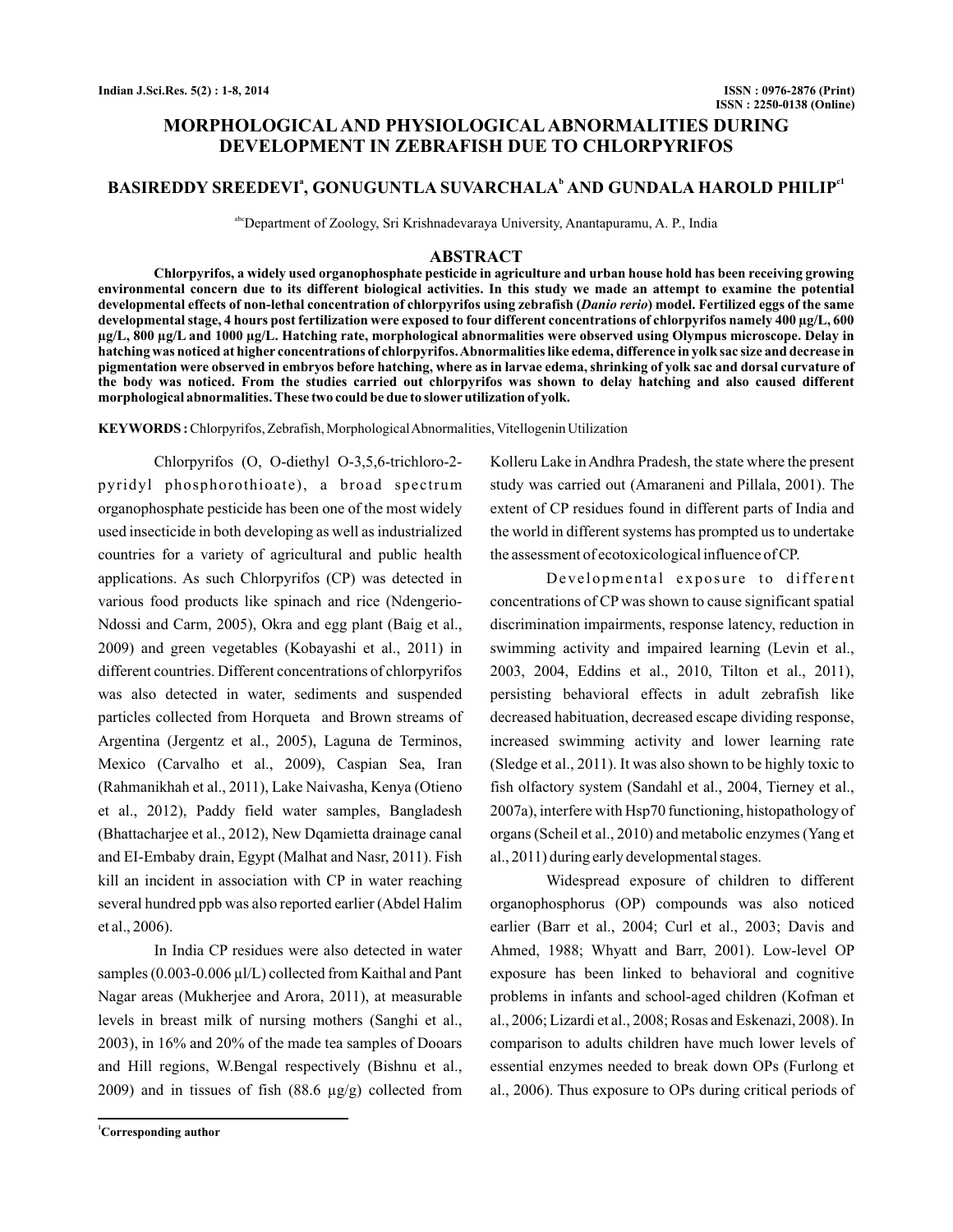# MORPHOLOGICAL AND PHYSIOLOGICAL ABNORMALITIES DURING DEVELOPMENT IN ZEBRAFISH DUE TO CHLORPYRIFOS

**BASIREDDY SREEDEVI[a], GONUGUNTLA SUVARCHALA[b] AND GUNDALA HAROLD PHILIP[c1]**

[abc]Department of Zoology, Sri Krishnadevaraya University, Anantapuramu, A. P., India

## ABSTRACT

**Chlorpyrifos, a widely used organophosphate pesticide in agriculture and urban house hold has been receiving growing environmental concern due to its different biological activities. In this study we made an attempt to examine the potential developmental effects of non-lethal concentration of chlorpyrifos using zebrafish (*Danio rerio*) model. Fertilized eggs of the same developmental stage, 4 hours post fertilization were exposed to four different concentrations of chlorpyrifos namely 400 µg/L, 600 µg/L, 800 µg/L and 1000 µg/L. Hatching rate, morphological abnormalities were observed using Olympus microscope. Delay in hatching was noticed at higher concentrations of chlorpyrifos. Abnormalities like edema, difference in yolk sac size and decrease in pigmentation were observed in embryos before hatching, where as in larvae edema, shrinking of yolk sac and dorsal curvature of the body was noticed. From the studies carried out chlorpyrifos was shown to delay hatching and also caused different morphological abnormalities. These two could be due to slower utilization of yolk.**

**KEYWORDS :** Chlorpyrifos, Zebrafish, Morphological Abnormalities, Vitellogenin Utilization

Chlorpyrifos (O, O-diethyl O-3,5,6-trichloro-2-pyridyl phosphorothioate), a broad spectrum organophosphate pesticide has been one of the most widely used insecticide in both developing as well as industrialized countries for a variety of agricultural and public health applications. As such Chlorpyrifos (CP) was detected in various food products like spinach and rice (Ndengerio-Ndossi and Carm, 2005), Okra and egg plant (Baig et al., 2009) and green vegetables (Kobayashi et al., 2011) in different countries. Different concentrations of chlorpyrifos was also detected in water, sediments and suspended particles collected from Horqueta and Brown streams of Argentina (Jergentz et al., 2005), Laguna de Terminos, Mexico (Carvalho et al., 2009), Caspian Sea, Iran (Rahmanikhah et al., 2011), Lake Naivasha, Kenya (Otieno et al., 2012), Paddy field water samples, Bangladesh (Bhattacharjee et al., 2012), New Dqamietta drainage canal and EI-Embaby drain, Egypt (Malhat and Nasr, 2011). Fish kill an incident in association with CP in water reaching several hundred ppb was also reported earlier (Abdel Halim et al., 2006).

In India CP residues were also detected in water samples (0.003-0.006 µl/L) collected from Kaithal and Pant Nagar areas (Mukherjee and Arora, 2011), at measurable levels in breast milk of nursing mothers (Sanghi et al., 2003), in 16% and 20% of the made tea samples of Dooars and Hill regions, W.Bengal respectively (Bishnu et al., 2009) and in tissues of fish (88.6 µg/g) collected from Kolleru Lake in Andhra Pradesh, the state where the present study was carried out (Amaraneni and Pillala, 2001). The extent of CP residues found in different parts of India and the world in different systems has prompted us to undertake the assessment of ecotoxicological influence of CP.

Developmental exposure to different concentrations of CP was shown to cause significant spatial discrimination impairments, response latency, reduction in swimming activity and impaired learning (Levin et al., 2003, 2004, Eddins et al., 2010, Tilton et al., 2011), persisting behavioral effects in adult zebrafish like decreased habituation, decreased escape dividing response, increased swimming activity and lower learning rate (Sledge et al., 2011). It was also shown to be highly toxic to fish olfactory system (Sandahl et al., 2004, Tierney et al., 2007a), interfere with Hsp70 functioning, histopathology of organs (Scheil et al., 2010) and metabolic enzymes (Yang et al., 2011) during early developmental stages.

Widespread exposure of children to different organophosphorus (OP) compounds was also noticed earlier (Barr et al., 2004; Curl et al., 2003; Davis and Ahmed, 1988; Whyatt and Barr, 2001). Low-level OP exposure has been linked to behavioral and cognitive problems in infants and school-aged children (Kofman et al., 2006; Lizardi et al., 2008; Rosas and Eskenazi, 2008). In comparison to adults children have much lower levels of essential enzymes needed to break down OPs (Furlong et al., 2006). Thus exposure to OPs during critical periods of

[1]Corresponding author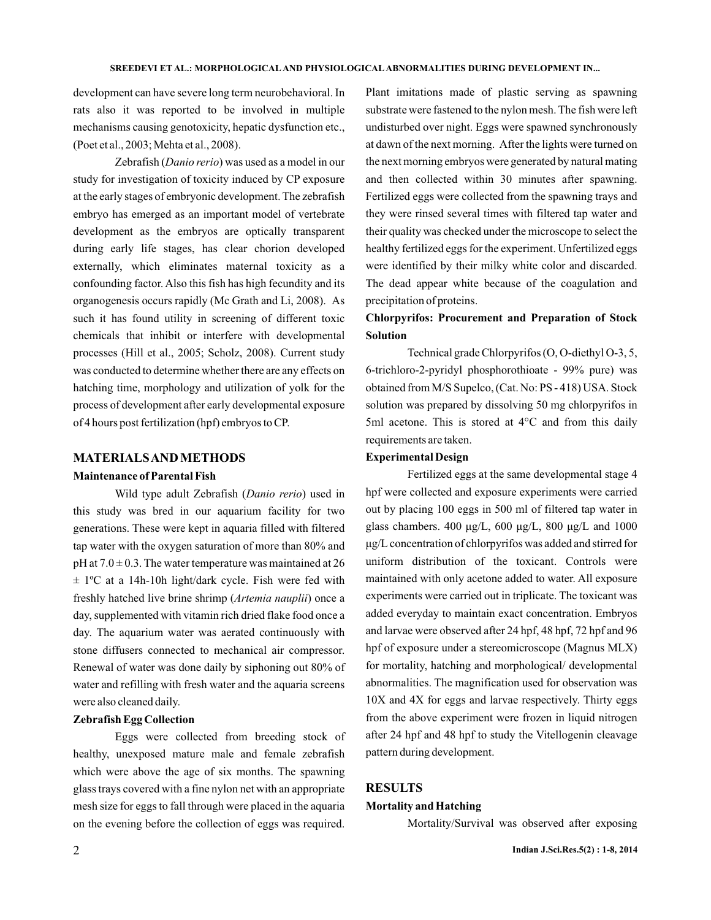development can have severe long term neurobehavioral. In rats also it was reported to be involved in multiple mechanisms causing genotoxicity, hepatic dysfunction etc., (Poet et al., 2003; Mehta et al., 2008).

Zebrafish (*Danio rerio*) was used as a model in our study for investigation of toxicity induced by CP exposure at the early stages of embryonic development. The zebrafish embryo has emerged as an important model of vertebrate development as the embryos are optically transparent during early life stages, has clear chorion developed externally, which eliminates maternal toxicity as a confounding factor. Also this fish has high fecundity and its organogenesis occurs rapidly (Mc Grath and Li, 2008). As such it has found utility in screening of different toxic chemicals that inhibit or interfere with developmental processes (Hill et al., 2005; Scholz, 2008). Current study was conducted to determine whether there are any effects on hatching time, morphology and utilization of yolk for the process of development after early developmental exposure of 4 hours post fertilization (hpf) embryos to CP.

## MATERIALS AND METHODS

### Maintenance of Parental Fish

Wild type adult Zebrafish (*Danio rerio*) used in this study was bred in our aquarium facility for two generations. These were kept in aquaria filled with filtered tap water with the oxygen saturation of more than 80% and pH at 7.0 ± 0.3. The water temperature was maintained at 26 ± 1ºC at a 14h-10h light/dark cycle. Fish were fed with freshly hatched live brine shrimp (*Artemia nauplii*) once a day, supplemented with vitamin rich dried flake food once a day. The aquarium water was aerated continuously with stone diffusers connected to mechanical air compressor. Renewal of water was done daily by siphoning out 80% of water and refilling with fresh water and the aquaria screens were also cleaned daily.

### Zebrafish Egg Collection

Eggs were collected from breeding stock of healthy, unexposed mature male and female zebrafish which were above the age of six months. The spawning glass trays covered with a fine nylon net with an appropriate mesh size for eggs to fall through were placed in the aquaria on the evening before the collection of eggs was required. Plant imitations made of plastic serving as spawning substrate were fastened to the nylon mesh. The fish were left undisturbed over night. Eggs were spawned synchronously at dawn of the next morning. After the lights were turned on the next morning embryos were generated by natural mating and then collected within 30 minutes after spawning. Fertilized eggs were collected from the spawning trays and they were rinsed several times with filtered tap water and their quality was checked under the microscope to select the healthy fertilized eggs for the experiment. Unfertilized eggs were identified by their milky white color and discarded. The dead appear white because of the coagulation and precipitation of proteins.

### Chlorpyrifos: Procurement and Preparation of Stock Solution

Technical grade Chlorpyrifos (O, O-diethyl O-3, 5, 6-trichloro-2-pyridyl phosphorothioate - 99% pure) was obtained from M/S Supelco, (Cat. No: PS - 418) USA. Stock solution was prepared by dissolving 50 mg chlorpyrifos in 5ml acetone. This is stored at 4°C and from this daily requirements are taken.

### Experimental Design

Fertilized eggs at the same developmental stage 4 hpf were collected and exposure experiments were carried out by placing 100 eggs in 500 ml of filtered tap water in glass chambers. 400 µg/L, 600 µg/L, 800 µg/L and 1000 µg/L concentration of chlorpyrifos was added and stirred for uniform distribution of the toxicant. Controls were maintained with only acetone added to water. All exposure experiments were carried out in triplicate. The toxicant was added everyday to maintain exact concentration. Embryos and larvae were observed after 24 hpf, 48 hpf, 72 hpf and 96 hpf of exposure under a stereomicroscope (Magnus MLX) for mortality, hatching and morphological/ developmental abnormalities. The magnification used for observation was 10X and 4X for eggs and larvae respectively. Thirty eggs from the above experiment were frozen in liquid nitrogen after 24 hpf and 48 hpf to study the Vitellogenin cleavage pattern during development.

## RESULTS

### Mortality and Hatching

Mortality/Survival was observed after exposing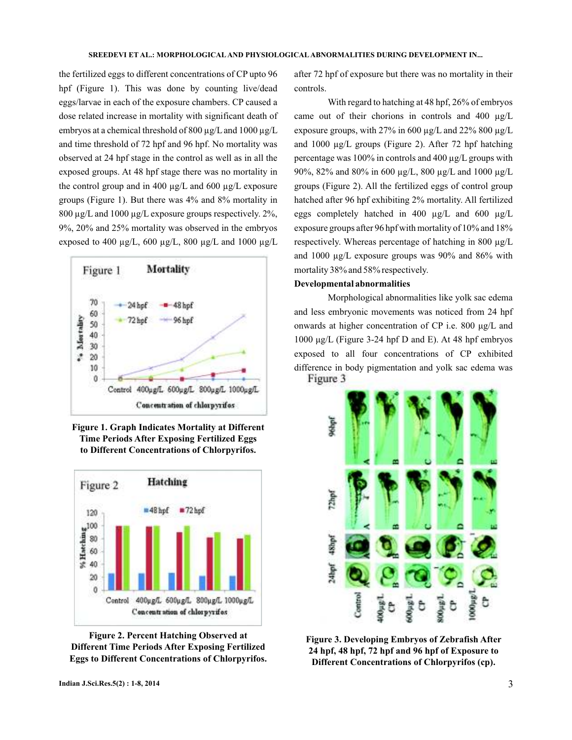the fertilized eggs to different concentrations of CP upto 96 hpf (Figure 1). This was done by counting live/dead eggs/larvae in each of the exposure chambers. CP caused a dose related increase in mortality with significant death of embryos at a chemical threshold of 800 µg/L and 1000 µg/L and time threshold of 72 hpf and 96 hpf. No mortality was observed at 24 hpf stage in the control as well as in all the exposed groups. At 48 hpf stage there was no mortality in the control group and in 400 µg/L and 600 µg/L exposure groups (Figure 1). But there was 4% and 8% mortality in 800 µg/L and 1000 µg/L exposure groups respectively. 2%, 9%, 20% and 25% mortality was observed in the embryos exposed to 400 µg/L, 600 µg/L, 800 µg/L and 1000 µg/L after 72 hpf of exposure but there was no mortality in their controls.

**Figure 1. Graph Indicates Mortality at Different Time Periods After Exposing Fertilized Eggs to Different Concentrations of Chlorpyrifos.**

**Figure 2. Percent Hatching Observed at Different Time Periods After Exposing Fertilized Eggs to Different Concentrations of Chlorpyrifos.**

With regard to hatching at 48 hpf, 26% of embryos came out of their chorions in controls and 400 µg/L exposure groups, with 27% in 600 µg/L and 22% 800 µg/L and 1000 µg/L groups (Figure 2). After 72 hpf hatching percentage was 100% in controls and 400 µg/L groups with 90%, 82% and 80% in 600 µg/L, 800 µg/L and 1000 µg/L groups (Figure 2). All the fertilized eggs of control group hatched after 96 hpf exhibiting 2% mortality. All fertilized eggs completely hatched in 400 µg/L and 600 µg/L exposure groups after 96 hpf with mortality of 10% and 18% respectively. Whereas percentage of hatching in 800 µg/L and 1000 µg/L exposure groups was 90% and 86% with mortality 38% and 58% respectively.

**Developmental abnormalities**

Morphological abnormalities like yolk sac edema and less embryonic movements was noticed from 24 hpf onwards at higher concentration of CP i.e. 800 µg/L and 1000 µg/L (Figure 3-24 hpf D and E). At 48 hpf embryos exposed to all four concentrations of CP exhibited difference in body pigmentation and yolk sac edema was

**Figure 3. Developing Embryos of Zebrafish After 24 hpf, 48 hpf, 72 hpf and 96 hpf of Exposure to Different Concentrations of Chlorpyrifos (cp).**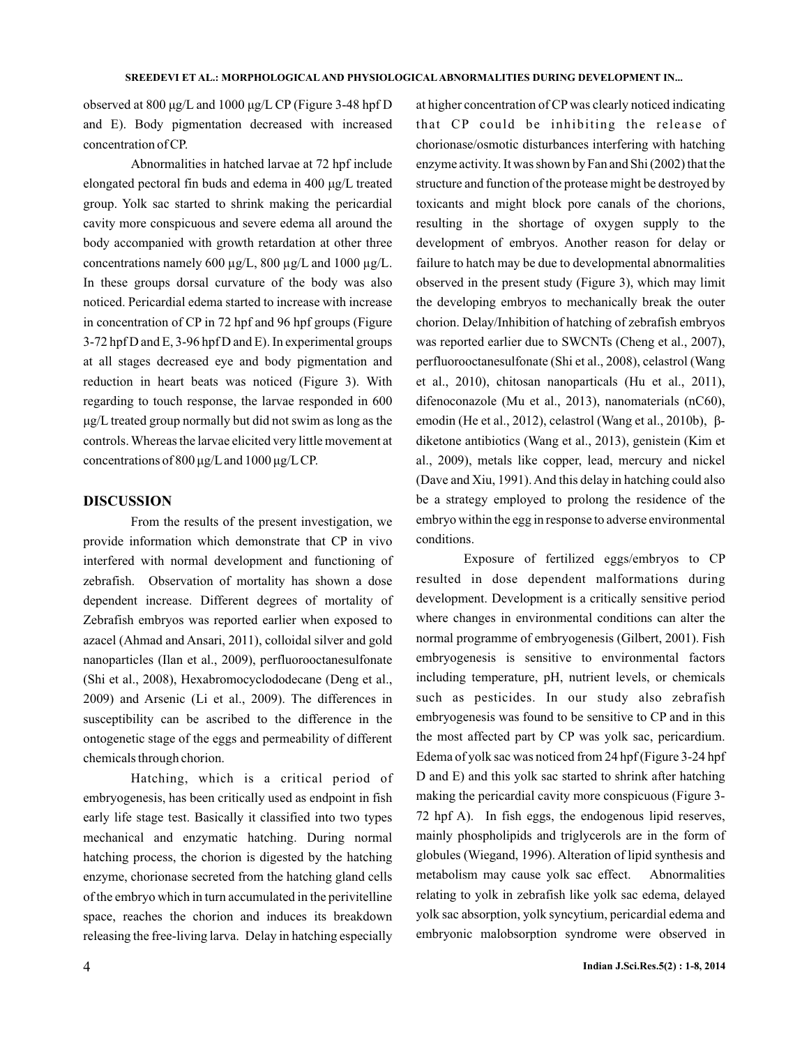observed at 800 μg/L and 1000 μg/L CP (Figure 3-48 hpf D and E). Body pigmentation decreased with increased concentration of CP.

Abnormalities in hatched larvae at 72 hpf include elongated pectoral fin buds and edema in 400 μg/L treated group. Yolk sac started to shrink making the pericardial cavity more conspicuous and severe edema all around the body accompanied with growth retardation at other three concentrations namely 600 μg/L, 800 μg/L and 1000 μg/L. In these groups dorsal curvature of the body was also noticed. Pericardial edema started to increase with increase in concentration of CP in 72 hpf and 96 hpf groups (Figure 3-72 hpf D and E, 3-96 hpf D and E). In experimental groups at all stages decreased eye and body pigmentation and reduction in heart beats was noticed (Figure 3). With regarding to touch response, the larvae responded in 600 μg/L treated group normally but did not swim as long as the controls. Whereas the larvae elicited very little movement at concentrations of 800 μg/L and 1000 μg/L CP.

## DISCUSSION

From the results of the present investigation, we provide information which demonstrate that CP in vivo interfered with normal development and functioning of zebrafish. Observation of mortality has shown a dose dependent increase. Different degrees of mortality of Zebrafish embryos was reported earlier when exposed to azacel (Ahmad and Ansari, 2011), colloidal silver and gold nanoparticles (Ilan et al., 2009), perfluorooctanesulfonate (Shi et al., 2008), Hexabromocyclododecane (Deng et al., 2009) and Arsenic (Li et al., 2009). The differences in susceptibility can be ascribed to the difference in the ontogenetic stage of the eggs and permeability of different chemicals through chorion.

Hatching, which is a critical period of embryogenesis, has been critically used as endpoint in fish early life stage test. Basically it classified into two types mechanical and enzymatic hatching. During normal hatching process, the chorion is digested by the hatching enzyme, chorionase secreted from the hatching gland cells of the embryo which in turn accumulated in the perivitelline space, reaches the chorion and induces its breakdown releasing the free-living larva. Delay in hatching especially at higher concentration of CP was clearly noticed indicating that CP could be inhibiting the release of chorionase/osmotic disturbances interfering with hatching enzyme activity. It was shown by Fan and Shi (2002) that the structure and function of the protease might be destroyed by toxicants and might block pore canals of the chorions, resulting in the shortage of oxygen supply to the development of embryos. Another reason for delay or failure to hatch may be due to developmental abnormalities observed in the present study (Figure 3), which may limit the developing embryos to mechanically break the outer chorion. Delay/Inhibition of hatching of zebrafish embryos was reported earlier due to SWCNTs (Cheng et al., 2007), perfluorooctanesulfonate (Shi et al., 2008), celastrol (Wang et al., 2010), chitosan nanoparticals (Hu et al., 2011), difenoconazole (Mu et al., 2013), nanomaterials (nC60), emodin (He et al., 2012), celastrol (Wang et al., 2010b), β-diketone antibiotics (Wang et al., 2013), genistein (Kim et al., 2009), metals like copper, lead, mercury and nickel (Dave and Xiu, 1991). And this delay in hatching could also be a strategy employed to prolong the residence of the embryo within the egg in response to adverse environmental conditions.

Exposure of fertilized eggs/embryos to CP resulted in dose dependent malformations during development. Development is a critically sensitive period where changes in environmental conditions can alter the normal programme of embryogenesis (Gilbert, 2001). Fish embryogenesis is sensitive to environmental factors including temperature, pH, nutrient levels, or chemicals such as pesticides. In our study also zebrafish embryogenesis was found to be sensitive to CP and in this the most affected part by CP was yolk sac, pericardium. Edema of yolk sac was noticed from 24 hpf (Figure 3-24 hpf D and E) and this yolk sac started to shrink after hatching making the pericardial cavity more conspicuous (Figure 3-72 hpf A). In fish eggs, the endogenous lipid reserves, mainly phospholipids and triglycerols are in the form of globules (Wiegand, 1996). Alteration of lipid synthesis and metabolism may cause yolk sac effect. Abnormalities relating to yolk in zebrafish like yolk sac edema, delayed yolk sac absorption, yolk syncytium, pericardial edema and embryonic malobsorption syndrome were observed in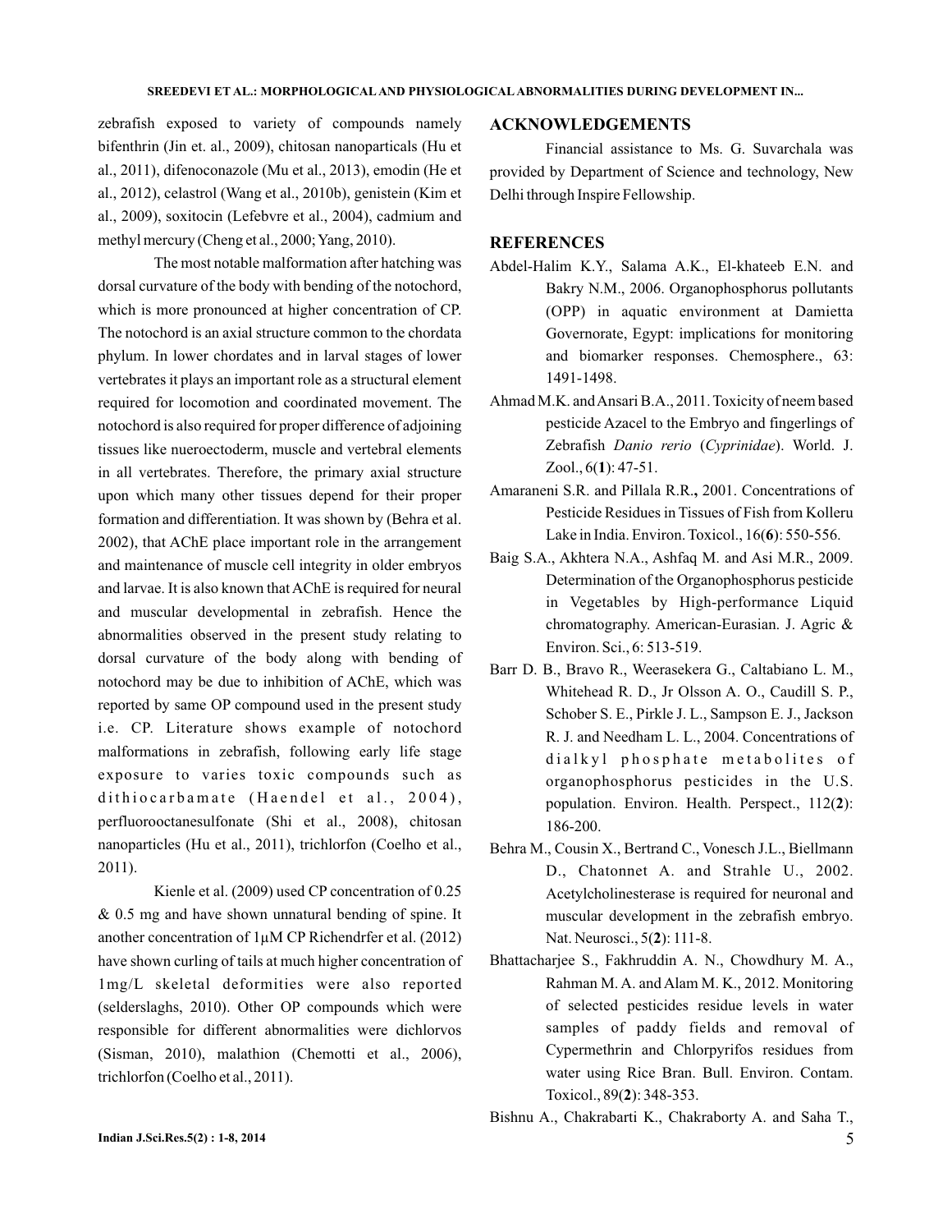zebrafish exposed to variety of compounds namely bifenthrin (Jin et. al., 2009), chitosan nanoparticals (Hu et al., 2011), difenoconazole (Mu et al., 2013), emodin (He et al., 2012), celastrol (Wang et al., 2010b), genistein (Kim et al., 2009), soxitocin (Lefebvre et al., 2004), cadmium and methyl mercury (Cheng et al., 2000; Yang, 2010).

The most notable malformation after hatching was dorsal curvature of the body with bending of the notochord, which is more pronounced at higher concentration of CP. The notochord is an axial structure common to the chordata phylum. In lower chordates and in larval stages of lower vertebrates it plays an important role as a structural element required for locomotion and coordinated movement. The notochord is also required for proper difference of adjoining tissues like nueroectoderm, muscle and vertebral elements in all vertebrates. Therefore, the primary axial structure upon which many other tissues depend for their proper formation and differentiation. It was shown by (Behra et al. 2002), that AChE place important role in the arrangement and maintenance of muscle cell integrity in older embryos and larvae. It is also known that AChE is required for neural and muscular developmental in zebrafish. Hence the abnormalities observed in the present study relating to dorsal curvature of the body along with bending of notochord may be due to inhibition of AChE, which was reported by same OP compound used in the present study i.e. CP. Literature shows example of notochord malformations in zebrafish, following early life stage exposure to varies toxic compounds such as dithiocarbamate (Haendel et al., 2004), perfluorooctanesulfonate (Shi et al., 2008), chitosan nanoparticles (Hu et al., 2011), trichlorfon (Coelho et al., 2011).

Kienle et al. (2009) used CP concentration of 0.25 & 0.5 mg and have shown unnatural bending of spine. It another concentration of 1µM CP Richendrfer et al. (2012) have shown curling of tails at much higher concentration of 1mg/L skeletal deformities were also reported (selderslaghs, 2010). Other OP compounds which were responsible for different abnormalities were dichlorvos (Sisman, 2010), malathion (Chemotti et al., 2006), trichlorfon (Coelho et al., 2011).

## ACKNOWLEDGEMENTS

Financial assistance to Ms. G. Suvarchala was provided by Department of Science and technology, New Delhi through Inspire Fellowship.

## REFERENCES

Abdel-Halim K.Y., Salama A.K., El-khateeb E.N. and Bakry N.M., 2006. Organophosphorus pollutants (OPP) in aquatic environment at Damietta Governorate, Egypt: implications for monitoring and biomarker responses. Chemosphere., 63: 1491-1498.

Ahmad M.K. and Ansari B.A., 2011. Toxicity of neem based pesticide Azacel to the Embryo and fingerlings of Zebrafish *Danio rerio* (*Cyprinidae*). World. J. Zool., 6(**1**): 47-51.

Amaraneni S.R. and Pillala R.R., 2001. Concentrations of Pesticide Residues in Tissues of Fish from Kolleru Lake in India. Environ. Toxicol., 16(**6**): 550-556.

Baig S.A., Akhtera N.A., Ashfaq M. and Asi M.R., 2009. Determination of the Organophosphorus pesticide in Vegetables by High-performance Liquid chromatography. American-Eurasian. J. Agric & Environ. Sci., 6: 513-519.

Barr D. B., Bravo R., Weerasekera G., Caltabiano L. M., Whitehead R. D., Jr Olsson A. O., Caudill S. P., Schober S. E., Pirkle J. L., Sampson E. J., Jackson R. J. and Needham L. L., 2004. Concentrations of dialkyl phosphate metabolites of organophosphorus pesticides in the U.S. population. Environ. Health. Perspect., 112(**2**): 186-200.

Behra M., Cousin X., Bertrand C., Vonesch J.L., Biellmann D., Chatonnet A. and Strahle U., 2002. Acetylcholinesterase is required for neuronal and muscular development in the zebrafish embryo. Nat. Neurosci., 5(**2**): 111-8.

Bhattacharjee S., Fakhruddin A. N., Chowdhury M. A., Rahman M. A. and Alam M. K., 2012. Monitoring of selected pesticides residue levels in water samples of paddy fields and removal of Cypermethrin and Chlorpyrifos residues from water using Rice Bran. Bull. Environ. Contam. Toxicol., 89(**2**): 348-353.

Bishnu A., Chakrabarti K., Chakraborty A. and Saha T.,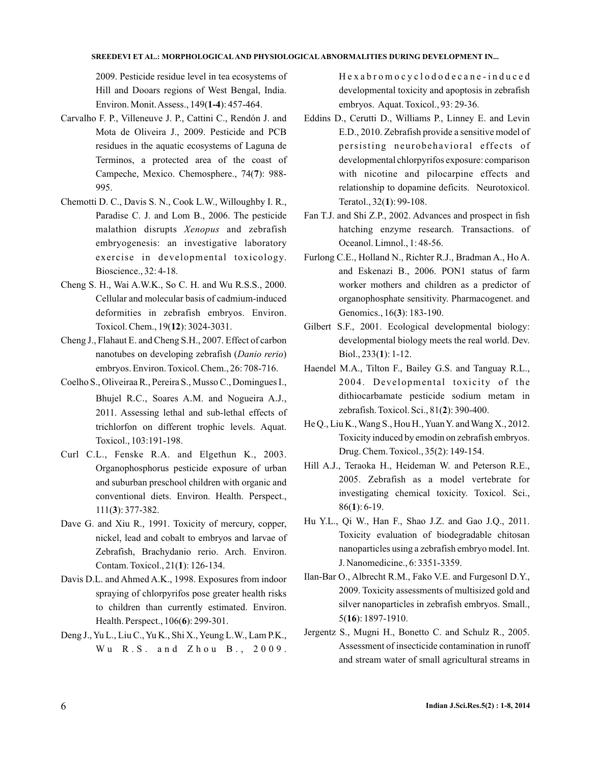2009. Pesticide residue level in tea ecosystems of Hill and Dooars regions of West Bengal, India. Environ. Monit. Assess., 149(**1-4**): 457-464.

Carvalho F. P., Villeneuve J. P., Cattini C., Rendón J. and Mota de Oliveira J., 2009. Pesticide and PCB residues in the aquatic ecosystems of Laguna de Terminos, a protected area of the coast of Campeche, Mexico. Chemosphere., 74(**7**): 988-995.

Chemotti D. C., Davis S. N., Cook L.W., Willoughby I. R., Paradise C. J. and Lom B., 2006. The pesticide malathion disrupts *Xenopus* and zebrafish embryogenesis: an investigative laboratory exercise in developmental toxicology. Bioscience., 32: 4-18.

Cheng S. H., Wai A.W.K., So C. H. and Wu R.S.S., 2000. Cellular and molecular basis of cadmium-induced deformities in zebrafish embryos. Environ. Toxicol. Chem., 19(**12**): 3024-3031.

Cheng J., Flahaut E. and Cheng S.H., 2007. Effect of carbon nanotubes on developing zebrafish (*Danio rerio*) embryos. Environ. Toxicol. Chem., 26: 708-716.

Coelho S., Oliveiraa R., Pereira S., Musso C., Domingues I., Bhujel R.C., Soares A.M. and Nogueira A.J., 2011. Assessing lethal and sub-lethal effects of trichlorfon on different trophic levels. Aquat. Toxicol., 103:191-198.

Curl C.L., Fenske R.A. and Elgethun K., 2003. Organophosphorus pesticide exposure of urban and suburban preschool children with organic and conventional diets. Environ. Health. Perspect., 111(**3**): 377-382.

Dave G. and Xiu R., 1991. Toxicity of mercury, copper, nickel, lead and cobalt to embryos and larvae of Zebrafish, Brachydanio rerio. Arch. Environ. Contam. Toxicol., 21(**1**): 126-134.

Davis D.L. and Ahmed A.K., 1998. Exposures from indoor spraying of chlorpyrifos pose greater health risks to children than currently estimated. Environ. Health. Perspect., 106(**6**): 299-301.

Deng J., Yu L., Liu C., Yu K., Shi X., Yeung L.W., Lam P.K., Wu R.S. and Zhou B., 2009. Hexabromocyclododecane-induced developmental toxicity and apoptosis in zebrafish embryos. Aquat. Toxicol., 93: 29-36.

Eddins D., Cerutti D., Williams P., Linney E. and Levin E.D., 2010. Zebrafish provide a sensitive model of persisting neurobehavioral effects of developmental chlorpyrifos exposure: comparison with nicotine and pilocarpine effects and relationship to dopamine deficits. Neurotoxicol. Teratol., 32(**1**): 99-108.

Fan T.J. and Shi Z.P., 2002. Advances and prospect in fish hatching enzyme research. Transactions. of Oceanol. Limnol., 1: 48-56.

Furlong C.E., Holland N., Richter R.J., Bradman A., Ho A. and Eskenazi B., 2006. PON1 status of farm worker mothers and children as a predictor of organophosphate sensitivity. Pharmacogenet. and Genomics., 16(**3**): 183-190.

Gilbert S.F., 2001. Ecological developmental biology: developmental biology meets the real world. Dev. Biol., 233(**1**): 1-12.

Haendel M.A., Tilton F., Bailey G.S. and Tanguay R.L., 2004. Developmental toxicity of the dithiocarbamate pesticide sodium metam in zebrafish. Toxicol. Sci., 81(**2**): 390-400.

He Q., Liu K., Wang S., Hou H., Yuan Y. and Wang X., 2012. Toxicity induced by emodin on zebrafish embryos. Drug. Chem. Toxicol., 35(2): 149-154.

Hill A.J., Teraoka H., Heideman W. and Peterson R.E., 2005. Zebrafish as a model vertebrate for investigating chemical toxicity. Toxicol. Sci., 86(**1**): 6-19.

Hu Y.L., Qi W., Han F., Shao J.Z. and Gao J.Q., 2011. Toxicity evaluation of biodegradable chitosan nanoparticles using a zebrafish embryo model. Int. J. Nanomedicine., 6: 3351-3359.

Ilan-Bar O., Albrecht R.M., Fako V.E. and Furgesonl D.Y., 2009. Toxicity assessments of multisized gold and silver nanoparticles in zebrafish embryos. Small., 5(**16**): 1897-1910.

Jergentz S., Mugni H., Bonetto C. and Schulz R., 2005. Assessment of insecticide contamination in runoff and stream water of small agricultural streams in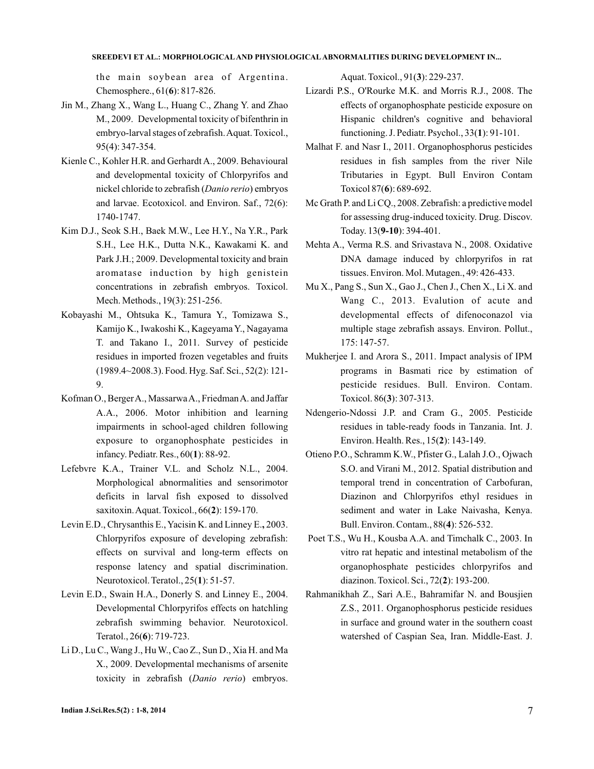the main soybean area of Argentina. Chemosphere., 61(**6**): 817-826.

Jin M., Zhang X., Wang L., Huang C., Zhang Y. and Zhao M., 2009. Developmental toxicity of bifenthrin in embryo-larval stages of zebrafish. Aquat. Toxicol., 95(4): 347-354.

Kienle C., Kohler H.R. and Gerhardt A., 2009. Behavioural and developmental toxicity of Chlorpyrifos and nickel chloride to zebrafish (*Danio rerio*) embryos and larvae. Ecotoxicol. and Environ. Saf., 72(6): 1740-1747.

Kim D.J., Seok S.H., Baek M.W., Lee H.Y., Na Y.R., Park S.H., Lee H.K., Dutta N.K., Kawakami K. and Park J.H.; 2009. Developmental toxicity and brain aromatase induction by high genistein concentrations in zebrafish embryos. Toxicol. Mech. Methods., 19(3): 251-256.

Kobayashi M., Ohtsuka K., Tamura Y., Tomizawa S., Kamijo K., Iwakoshi K., Kageyama Y., Nagayama T. and Takano I., 2011. Survey of pesticide residues in imported frozen vegetables and fruits (1989.4~2008.3). Food. Hyg. Saf. Sci., 52(2): 121-9.

Kofman O., Berger A., Massarwa A., Friedman A. and Jaffar A.A., 2006. Motor inhibition and learning impairments in school-aged children following exposure to organophosphate pesticides in infancy. Pediatr. Res., 60(**1**): 88-92.

Lefebvre K.A., Trainer V.L. and Scholz N.L., 2004. Morphological abnormalities and sensorimotor deficits in larval fish exposed to dissolved saxitoxin. Aquat. Toxicol., 66(**2**): 159-170.

Levin E.D., Chrysanthis E., Yacisin K. and Linney E.**,** 2003. Chlorpyrifos exposure of developing zebrafish: effects on survival and long-term effects on response latency and spatial discrimination. Neurotoxicol. Teratol., 25(**1**): 51-57.

Levin E.D., Swain H.A., Donerly S. and Linney E., 2004. Developmental Chlorpyrifos effects on hatchling zebrafish swimming behavior. Neurotoxicol. Teratol., 26(**6**): 719-723.

Li D., Lu C., Wang J., Hu W., Cao Z., Sun D., Xia H. and Ma X., 2009. Developmental mechanisms of arsenite toxicity in zebrafish (*Danio rerio*) embryos. Aquat. Toxicol., 91(**3**): 229-237.

Lizardi P.S., O'Rourke M.K. and Morris R.J., 2008. The effects of organophosphate pesticide exposure on Hispanic children's cognitive and behavioral functioning. J. Pediatr. Psychol., 33(**1**): 91-101.

Malhat F. and Nasr I., 2011. Organophosphorus pesticides residues in fish samples from the river Nile Tributaries in Egypt. Bull Environ Contam Toxicol 87(**6**): 689-692.

Mc Grath P. and Li CQ., 2008. Zebrafish: a predictive model for assessing drug-induced toxicity. Drug. Discov. Today. 13(**9-10**): 394-401.

Mehta A., Verma R.S. and Srivastava N., 2008. Oxidative DNA damage induced by chlorpyrifos in rat tissues. Environ. Mol. Mutagen., 49: 426-433.

Mu X., Pang S., Sun X., Gao J., Chen J., Chen X., Li X. and Wang C., 2013. Evalution of acute and developmental effects of difenoconazol via multiple stage zebrafish assays. Environ. Pollut., 175: 147-57.

Mukherjee I. and Arora S., 2011. Impact analysis of IPM programs in Basmati rice by estimation of pesticide residues. Bull. Environ. Contam. Toxicol. 86(**3**): 307-313.

Ndengerio-Ndossi J.P. and Cram G., 2005. Pesticide residues in table-ready foods in Tanzania. Int. J. Environ. Health. Res., 15(**2**): 143-149.

Otieno P.O., Schramm K.W., Pfister G., Lalah J.O., Ojwach S.O. and Virani M., 2012. Spatial distribution and temporal trend in concentration of Carbofuran, Diazinon and Chlorpyrifos ethyl residues in sediment and water in Lake Naivasha, Kenya. Bull. Environ. Contam., 88(**4**): 526-532.

Poet T.S., Wu H., Kousba A.A. and Timchalk C., 2003. In vitro rat hepatic and intestinal metabolism of the organophosphate pesticides chlorpyrifos and diazinon. Toxicol. Sci., 72(**2**): 193-200.

Rahmanikhah Z., Sari A.E., Bahramifar N. and Bousjien Z.S., 2011. Organophosphorus pesticide residues in surface and ground water in the southern coast watershed of Caspian Sea, Iran. Middle-East. J.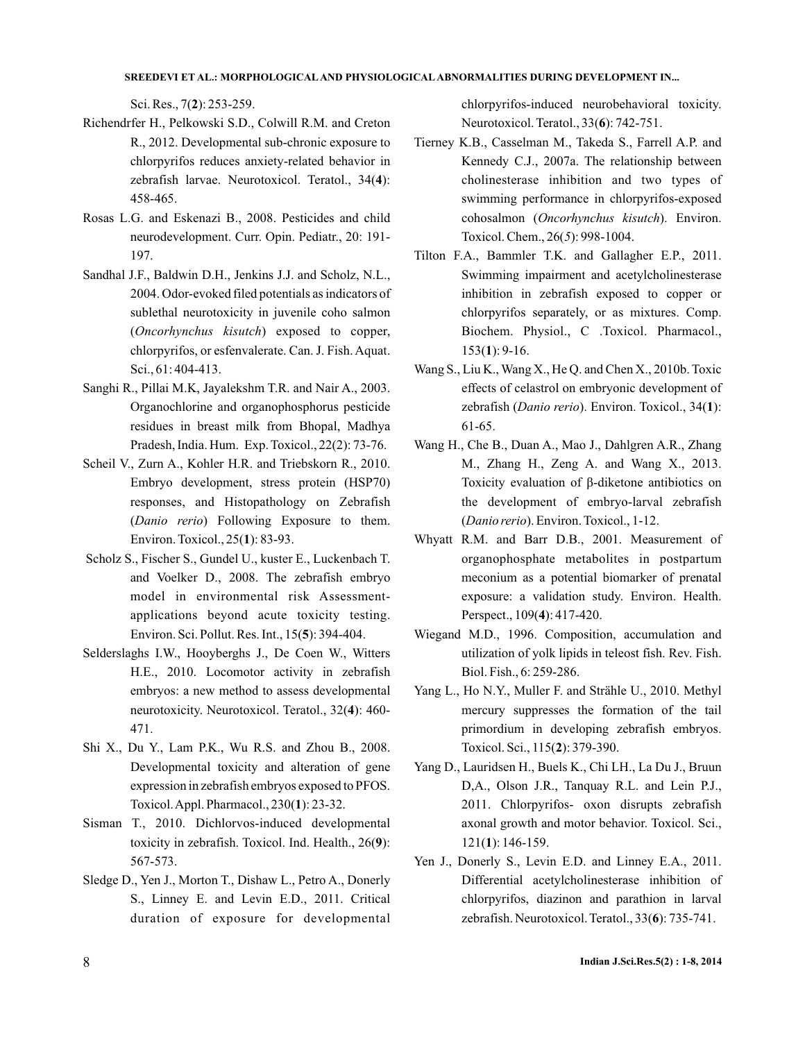Sci. Res., 7(**2**): 253-259.

Richendrfer H., Pelkowski S.D., Colwill R.M. and Creton R., 2012. Developmental sub-chronic exposure to chlorpyrifos reduces anxiety-related behavior in zebrafish larvae. Neurotoxicol. Teratol., 34(**4**): 458-465.

Rosas L.G. and Eskenazi B., 2008. Pesticides and child neurodevelopment. Curr. Opin. Pediatr., 20: 191-197.

Sandhal J.F., Baldwin D.H., Jenkins J.J. and Scholz, N.L., 2004. Odor-evoked filed potentials as indicators of sublethal neurotoxicity in juvenile coho salmon (*Oncorhynchus kisutch*) exposed to copper, chlorpyrifos, or esfenvalerate. Can. J. Fish. Aquat. Sci., 61: 404-413.

Sanghi R., Pillai M.K, Jayalekshm T.R. and Nair A., 2003. Organochlorine and organophosphorus pesticide residues in breast milk from Bhopal, Madhya Pradesh, India. Hum. Exp. Toxicol., 22(2): 73-76.

Scheil V., Zurn A., Kohler H.R. and Triebskorn R., 2010. Embryo development, stress protein (HSP70) responses, and Histopathology on Zebrafish (*Danio rerio*) Following Exposure to them. Environ. Toxicol., 25(**1**): 83-93.

Scholz S., Fischer S., Gundel U., kuster E., Luckenbach T. and Voelker D., 2008. The zebrafish embryo model in environmental risk Assessment-applications beyond acute toxicity testing. Environ. Sci. Pollut. Res. Int., 15(**5**): 394-404.

Selderslaghs I.W., Hooyberghs J., De Coen W., Witters H.E., 2010. Locomotor activity in zebrafish embryos: a new method to assess developmental neurotoxicity. Neurotoxicol. Teratol., 32(**4**): 460-471.

Shi X., Du Y., Lam P.K., Wu R.S. and Zhou B., 2008. Developmental toxicity and alteration of gene expression in zebrafish embryos exposed to PFOS. Toxicol. Appl. Pharmacol., 230(**1**): 23-32.

Sisman T., 2010. Dichlorvos-induced developmental toxicity in zebrafish. Toxicol. Ind. Health., 26(**9**): 567-573.

Sledge D., Yen J., Morton T., Dishaw L., Petro A., Donerly S., Linney E. and Levin E.D., 2011. Critical duration of exposure for developmental chlorpyrifos-induced neurobehavioral toxicity. Neurotoxicol. Teratol., 33(**6**): 742-751.

Tierney K.B., Casselman M., Takeda S., Farrell A.P. and Kennedy C.J., 2007a. The relationship between cholinesterase inhibition and two types of swimming performance in chlorpyrifos-exposed cohosalmon (*Oncorhynchus kisutch*). Environ. Toxicol. Chem., 26(*5*): 998-1004.

Tilton F.A., Bammler T.K. and Gallagher E.P., 2011. Swimming impairment and acetylcholinesterase inhibition in zebrafish exposed to copper or chlorpyrifos separately, or as mixtures. Comp. Biochem. Physiol., C .Toxicol. Pharmacol., 153(**1**): 9-16.

Wang S., Liu K., Wang X., He Q. and Chen X., 2010b. Toxic effects of celastrol on embryonic development of zebrafish (*Danio rerio*). Environ. Toxicol., 34(**1**): 61-65.

Wang H., Che B., Duan A., Mao J., Dahlgren A.R., Zhang M., Zhang H., Zeng A. and Wang X., 2013. Toxicity evaluation of β-diketone antibiotics on the development of embryo-larval zebrafish (*Danio rerio*). Environ. Toxicol., 1-12.

Whyatt R.M. and Barr D.B., 2001. Measurement of organophosphate metabolites in postpartum meconium as a potential biomarker of prenatal exposure: a validation study. Environ. Health. Perspect., 109(**4**): 417-420.

Wiegand M.D., 1996. Composition, accumulation and utilization of yolk lipids in teleost fish. Rev. Fish. Biol. Fish., 6: 259-286.

Yang L., Ho N.Y., Muller F. and Strähle U., 2010. Methyl mercury suppresses the formation of the tail primordium in developing zebrafish embryos. Toxicol. Sci., 115(**2**): 379-390.

Yang D., Lauridsen H., Buels K., Chi LH., La Du J., Bruun D,A., Olson J.R., Tanquay R.L. and Lein P.J., 2011. Chlorpyrifos- oxon disrupts zebrafish axonal growth and motor behavior. Toxicol. Sci., 121(**1**): 146-159.

Yen J., Donerly S., Levin E.D. and Linney E.A., 2011. Differential acetylcholinesterase inhibition of chlorpyrifos, diazinon and parathion in larval zebrafish. Neurotoxicol. Teratol., 33(**6**): 735-741.